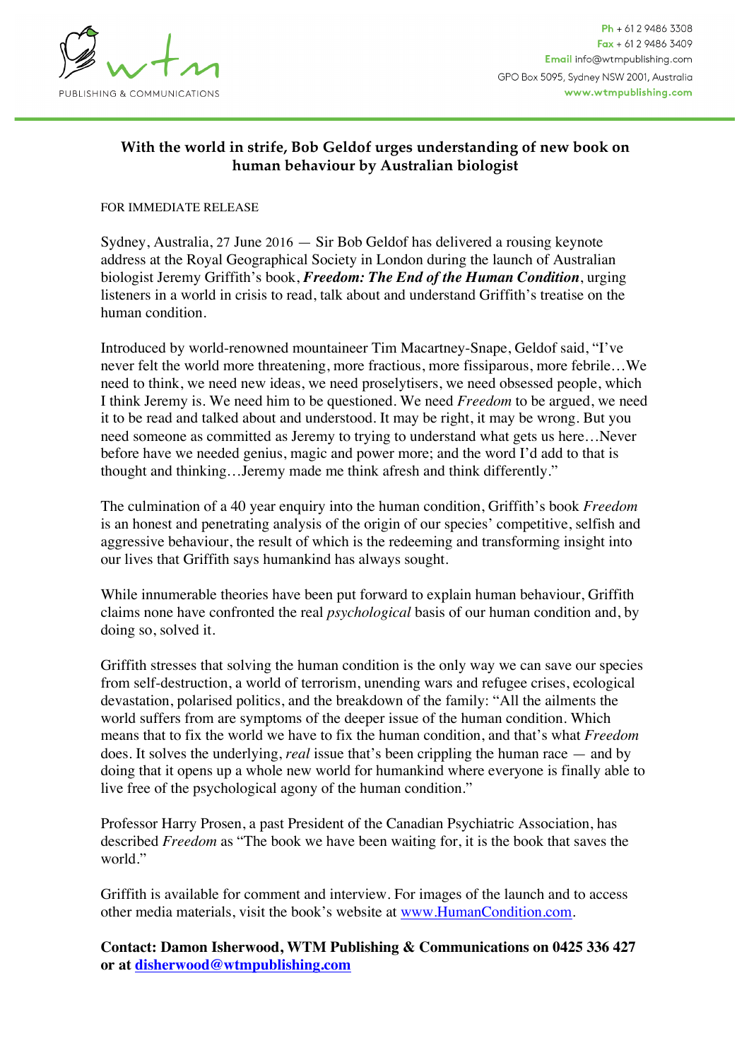PUBLISHING & COMMUNICATIONS

**Ph** + 61 2 9486 3308
**Fax** + 61 2 9486 3409
**Email** info@wtmpublishing.com
GPO Box 5095, Sydney NSW 2001, Australia
**www.wtmpublishing.com**

# With the world in strife, Bob Geldof urges understanding of new book on human behaviour by Australian biologist

FOR IMMEDIATE RELEASE

Sydney, Australia, 27 June 2016 — Sir Bob Geldof has delivered a rousing keynote address at the Royal Geographical Society in London during the launch of Australian biologist Jeremy Griffith's book, ***Freedom: The End of the Human Condition***, urging listeners in a world in crisis to read, talk about and understand Griffith's treatise on the human condition.

Introduced by world-renowned mountaineer Tim Macartney-Snape, Geldof said, "I've never felt the world more threatening, more fractious, more fissiparous, more febrile…We need to think, we need new ideas, we need proselytisers, we need obsessed people, which I think Jeremy is. We need him to be questioned. We need *Freedom* to be argued, we need it to be read and talked about and understood. It may be right, it may be wrong. But you need someone as committed as Jeremy to trying to understand what gets us here…Never before have we needed genius, magic and power more; and the word I'd add to that is thought and thinking…Jeremy made me think afresh and think differently."

The culmination of a 40 year enquiry into the human condition, Griffith's book *Freedom* is an honest and penetrating analysis of the origin of our species' competitive, selfish and aggressive behaviour, the result of which is the redeeming and transforming insight into our lives that Griffith says humankind has always sought.

While innumerable theories have been put forward to explain human behaviour, Griffith claims none have confronted the real *psychological* basis of our human condition and, by doing so, solved it.

Griffith stresses that solving the human condition is the only way we can save our species from self-destruction, a world of terrorism, unending wars and refugee crises, ecological devastation, polarised politics, and the breakdown of the family: "All the ailments the world suffers from are symptoms of the deeper issue of the human condition. Which means that to fix the world we have to fix the human condition, and that's what *Freedom* does. It solves the underlying, *real* issue that's been crippling the human race — and by doing that it opens up a whole new world for humankind where everyone is finally able to live free of the psychological agony of the human condition."

Professor Harry Prosen, a past President of the Canadian Psychiatric Association, has described *Freedom* as "The book we have been waiting for, it is the book that saves the world."

Griffith is available for comment and interview. For images of the launch and to access other media materials, visit the book's website at www.HumanCondition.com.

**Contact: Damon Isherwood, WTM Publishing & Communications on 0425 336 427 or at disherwood@wtmpublishing.com**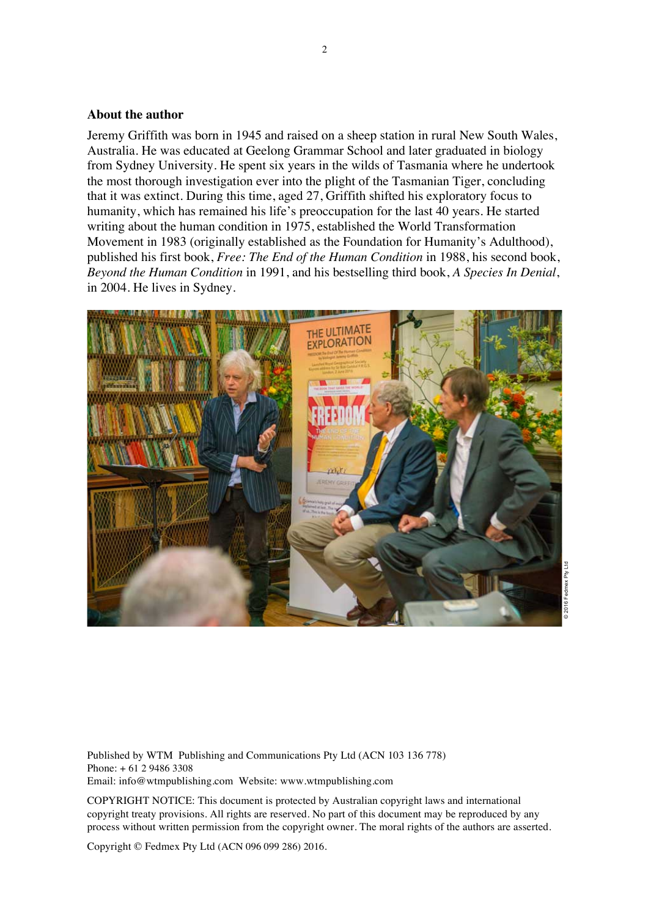## About the author

Jeremy Griffith was born in 1945 and raised on a sheep station in rural New South Wales, Australia. He was educated at Geelong Grammar School and later graduated in biology from Sydney University. He spent six years in the wilds of Tasmania where he undertook the most thorough investigation ever into the plight of the Tasmanian Tiger, concluding that it was extinct. During this time, aged 27, Griffith shifted his exploratory focus to humanity, which has remained his life's preoccupation for the last 40 years. He started writing about the human condition in 1975, established the World Transformation Movement in 1983 (originally established as the Foundation for Humanity's Adulthood), published his first book, *Free: The End of the Human Condition* in 1988, his second book, *Beyond the Human Condition* in 1991, and his bestselling third book, *A Species In Denial*, in 2004. He lives in Sydney.

© 2016 Fedmex Pty Ltd

Published by WTM Publishing and Communications Pty Ltd (ACN 103 136 778)
Phone: + 61 2 9486 3308
Email: info@wtmpublishing.com Website: www.wtmpublishing.com

COPYRIGHT NOTICE: This document is protected by Australian copyright laws and international copyright treaty provisions. All rights are reserved. No part of this document may be reproduced by any process without written permission from the copyright owner. The moral rights of the authors are asserted.

Copyright © Fedmex Pty Ltd (ACN 096 099 286) 2016.